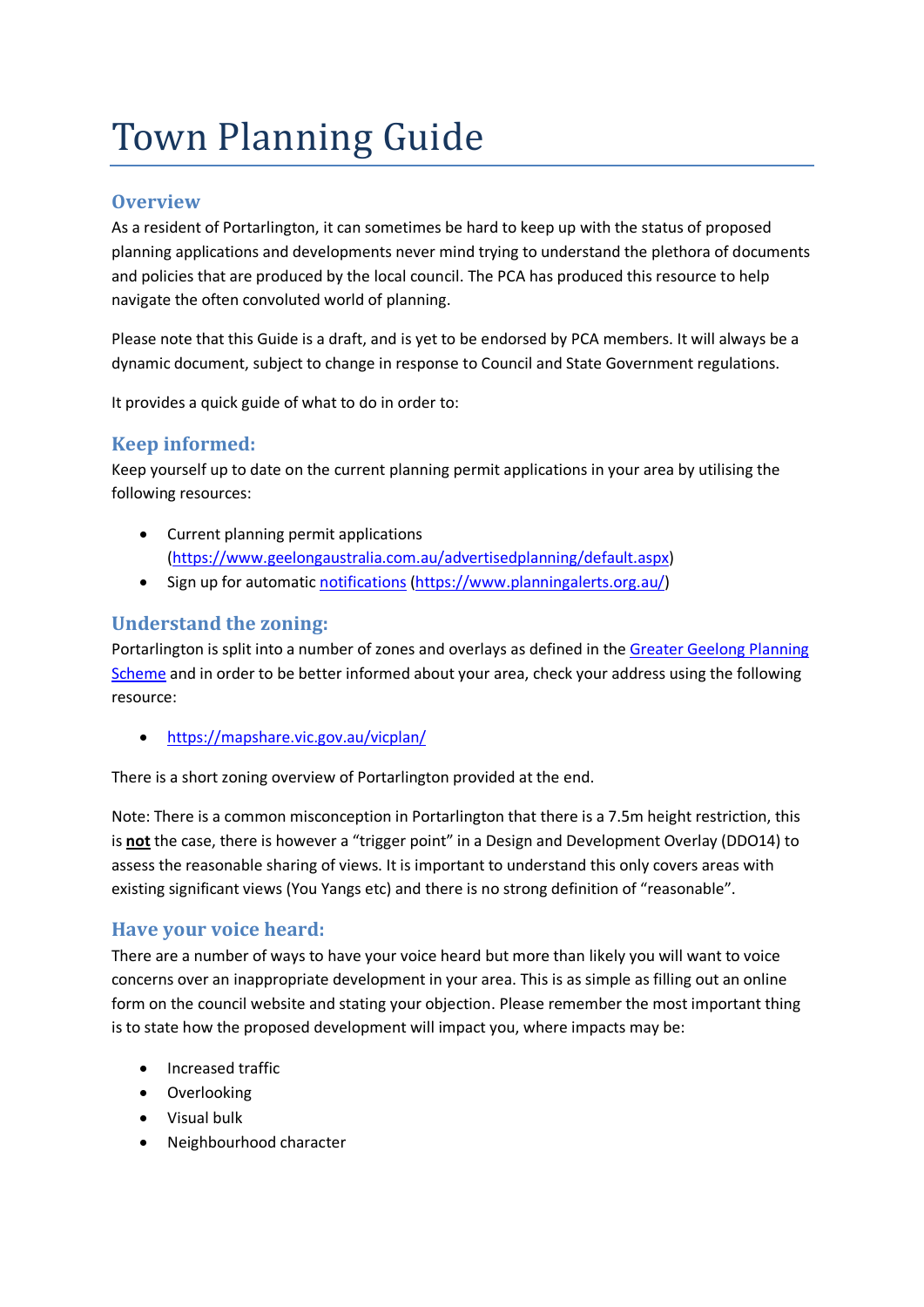# Town Planning Guide

## Overview

As a resident of Portarlington, it can sometimes be hard to keep up with the status of proposed planning applications and developments never mind trying to understand the plethora of documents and policies that are produced by the local council. The PCA has produced this resource to help navigate the often convoluted world of planning.

Please note that this Guide is a draft, and is yet to be endorsed by PCA members. It will always be a dynamic document, subject to change in response to Council and State Government regulations.

It provides a quick guide of what to do in order to:

## Keep informed:

Keep yourself up to date on the current planning permit applications in your area by utilising the following resources:

- Current planning permit applications (https://www.geelongaustralia.com.au/advertisedplanning/default.aspx)
- Sign up for automatic notifications (https://www.planningalerts.org.au/)

## Understand the zoning:

Portarlington is split into a number of zones and overlays as defined in the Greater Geelong Planning Scheme and in order to be better informed about your area, check your address using the following resource:

- https://mapshare.vic.gov.au/vicplan/

There is a short zoning overview of Portarlington provided at the end.

Note: There is a common misconception in Portarlington that there is a 7.5m height restriction, this is **not** the case, there is however a "trigger point" in a Design and Development Overlay (DDO14) to assess the reasonable sharing of views. It is important to understand this only covers areas with existing significant views (You Yangs etc) and there is no strong definition of "reasonable".

## Have your voice heard:

There are a number of ways to have your voice heard but more than likely you will want to voice concerns over an inappropriate development in your area. This is as simple as filling out an online form on the council website and stating your objection. Please remember the most important thing is to state how the proposed development will impact you, where impacts may be:

- Increased traffic
- Overlooking
- Visual bulk
- Neighbourhood character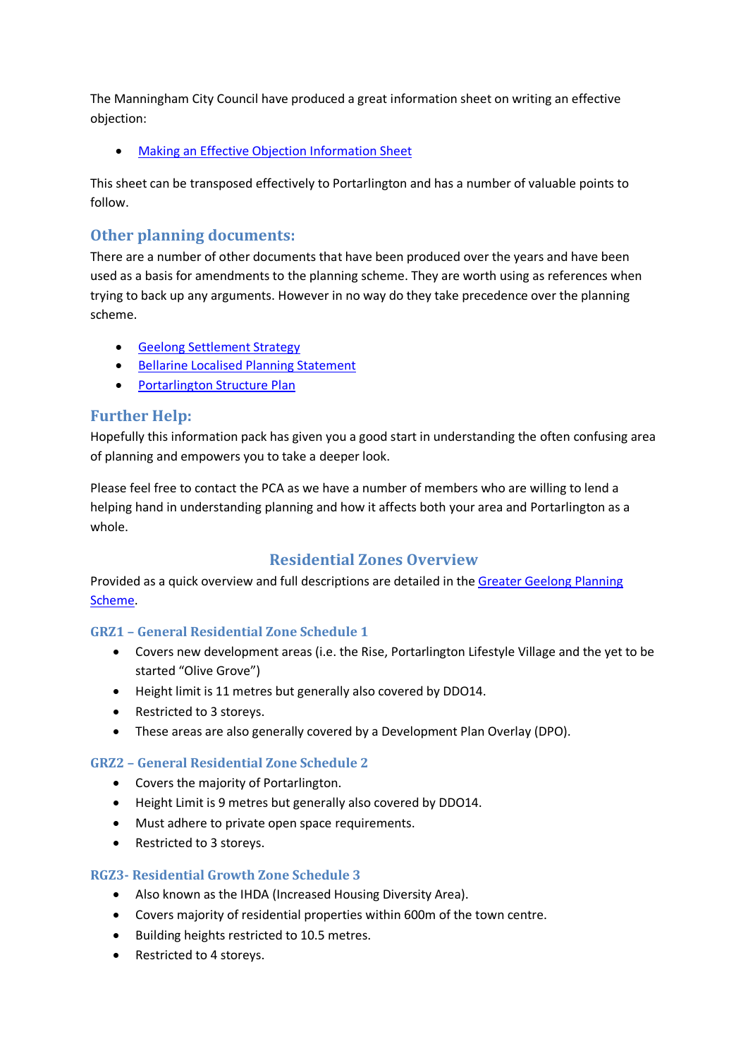The Manningham City Council have produced a great information sheet on writing an effective objection:

- [Making an Effective Objection Information Sheet]()

This sheet can be transposed effectively to Portarlington and has a number of valuable points to follow.

## Other planning documents:

There are a number of other documents that have been produced over the years and have been used as a basis for amendments to the planning scheme. They are worth using as references when trying to back up any arguments. However in no way do they take precedence over the planning scheme.

- [Geelong Settlement Strategy]()
- [Bellarine Localised Planning Statement]()
- [Portarlington Structure Plan]()

## Further Help:

Hopefully this information pack has given you a good start in understanding the often confusing area of planning and empowers you to take a deeper look.

Please feel free to contact the PCA as we have a number of members who are willing to lend a helping hand in understanding planning and how it affects both your area and Portarlington as a whole.

## Residential Zones Overview

Provided as a quick overview and full descriptions are detailed in the [Greater Geelong Planning Scheme]().

### GRZ1 – General Residential Zone Schedule 1

- Covers new development areas (i.e. the Rise, Portarlington Lifestyle Village and the yet to be started "Olive Grove")
- Height limit is 11 metres but generally also covered by DDO14.
- Restricted to 3 storeys.
- These areas are also generally covered by a Development Plan Overlay (DPO).

### GRZ2 – General Residential Zone Schedule 2

- Covers the majority of Portarlington.
- Height Limit is 9 metres but generally also covered by DDO14.
- Must adhere to private open space requirements.
- Restricted to 3 storeys.

### RGZ3- Residential Growth Zone Schedule 3

- Also known as the IHDA (Increased Housing Diversity Area).
- Covers majority of residential properties within 600m of the town centre.
- Building heights restricted to 10.5 metres.
- Restricted to 4 storeys.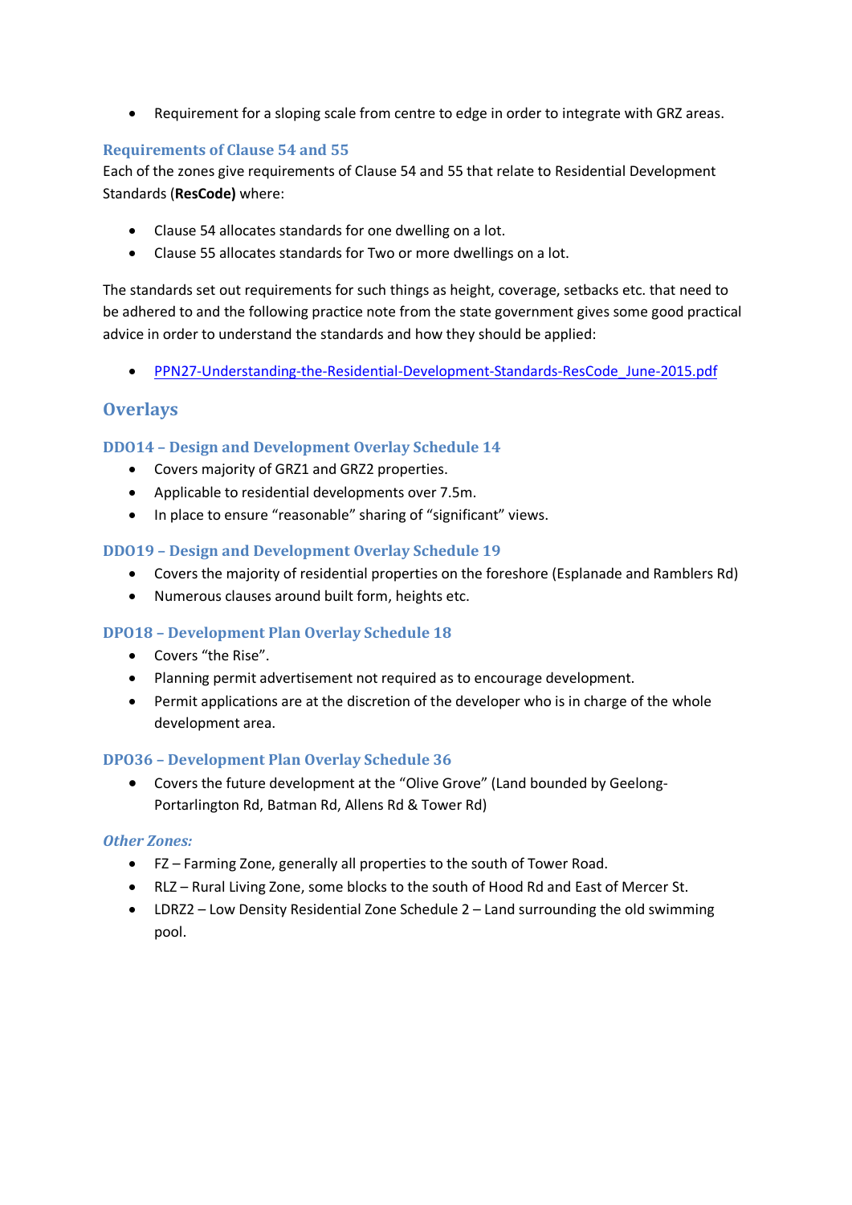- Requirement for a sloping scale from centre to edge in order to integrate with GRZ areas.

### Requirements of Clause 54 and 55

Each of the zones give requirements of Clause 54 and 55 that relate to Residential Development Standards (**ResCode)** where:

- Clause 54 allocates standards for one dwelling on a lot.
- Clause 55 allocates standards for Two or more dwellings on a lot.

The standards set out requirements for such things as height, coverage, setbacks etc. that need to be adhered to and the following practice note from the state government gives some good practical advice in order to understand the standards and how they should be applied:

- PPN27-Understanding-the-Residential-Development-Standards-ResCode_June-2015.pdf

## Overlays

### DDO14 – Design and Development Overlay Schedule 14

- Covers majority of GRZ1 and GRZ2 properties.
- Applicable to residential developments over 7.5m.
- In place to ensure "reasonable" sharing of "significant" views.

### DDO19 – Design and Development Overlay Schedule 19

- Covers the majority of residential properties on the foreshore (Esplanade and Ramblers Rd)
- Numerous clauses around built form, heights etc.

### DPO18 – Development Plan Overlay Schedule 18

- Covers "the Rise".
- Planning permit advertisement not required as to encourage development.
- Permit applications are at the discretion of the developer who is in charge of the whole development area.

### DPO36 – Development Plan Overlay Schedule 36

- Covers the future development at the "Olive Grove" (Land bounded by Geelong-Portarlington Rd, Batman Rd, Allens Rd & Tower Rd)

### *Other Zones:*

- FZ – Farming Zone, generally all properties to the south of Tower Road.
- RLZ – Rural Living Zone, some blocks to the south of Hood Rd and East of Mercer St.
- LDRZ2 – Low Density Residential Zone Schedule 2 – Land surrounding the old swimming pool.